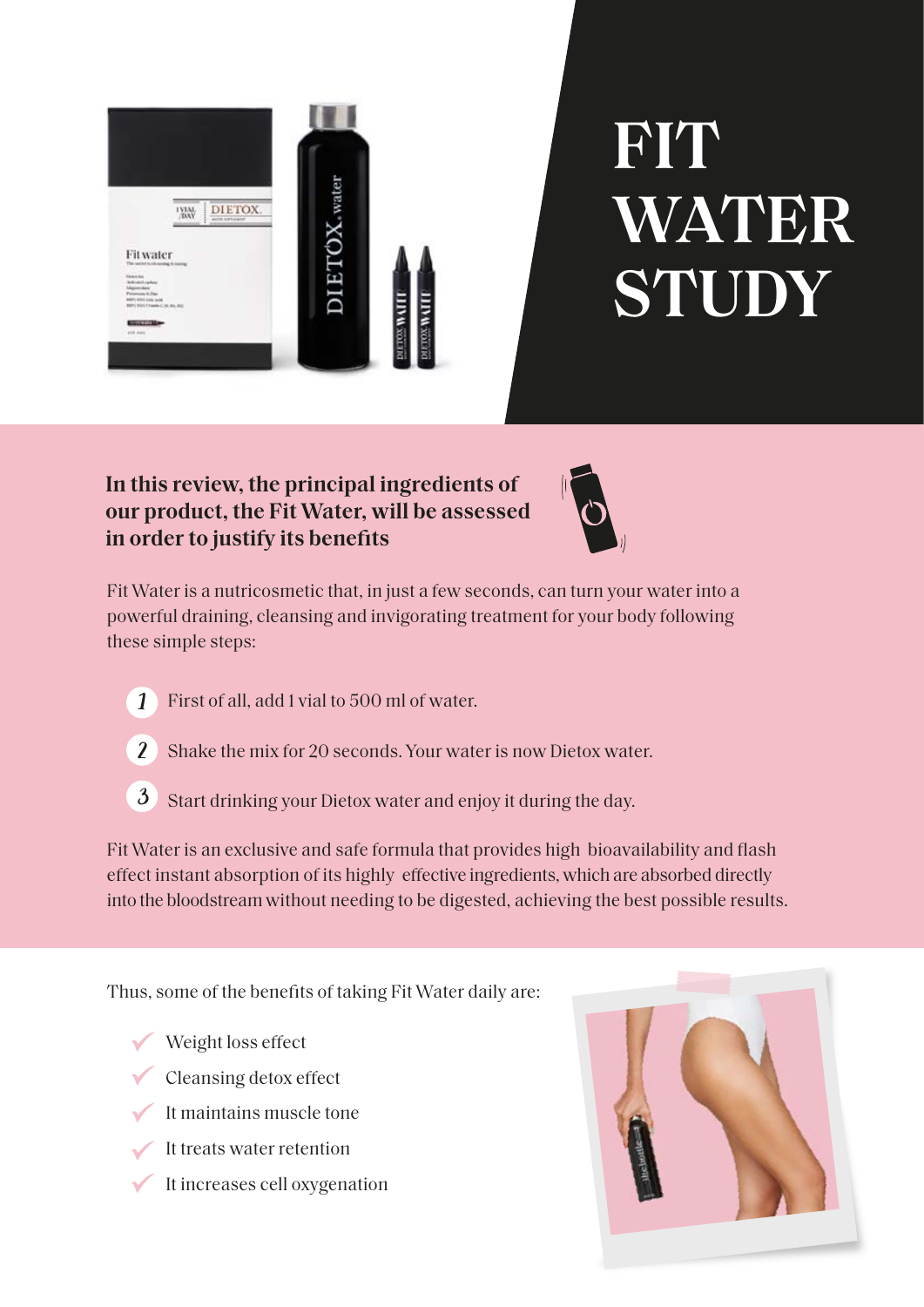# FIT WATER STUDY

**In this review, the principal ingredients of our product, the Fit Water, will be assessed in order to justify its benefits**

Fit Water is a nutricosmetic that, in just a few seconds, can turn your water into a powerful draining, cleansing and invigorating treatment for your body following these simple steps:

1. First of all, add 1 vial to 500 ml of water.
2. Shake the mix for 20 seconds. Your water is now Dietox water.
3. Start drinking your Dietox water and enjoy it during the day.

Fit Water is an exclusive and safe formula that provides high bioavailability and flash effect instant absorption of its highly effective ingredients, which are absorbed directly into the bloodstream without needing to be digested, achieving the best possible results.

Thus, some of the benefits of taking Fit Water daily are:

- Weight loss effect
- Cleansing detox effect
- It maintains muscle tone
- It treats water retention
- It increases cell oxygenation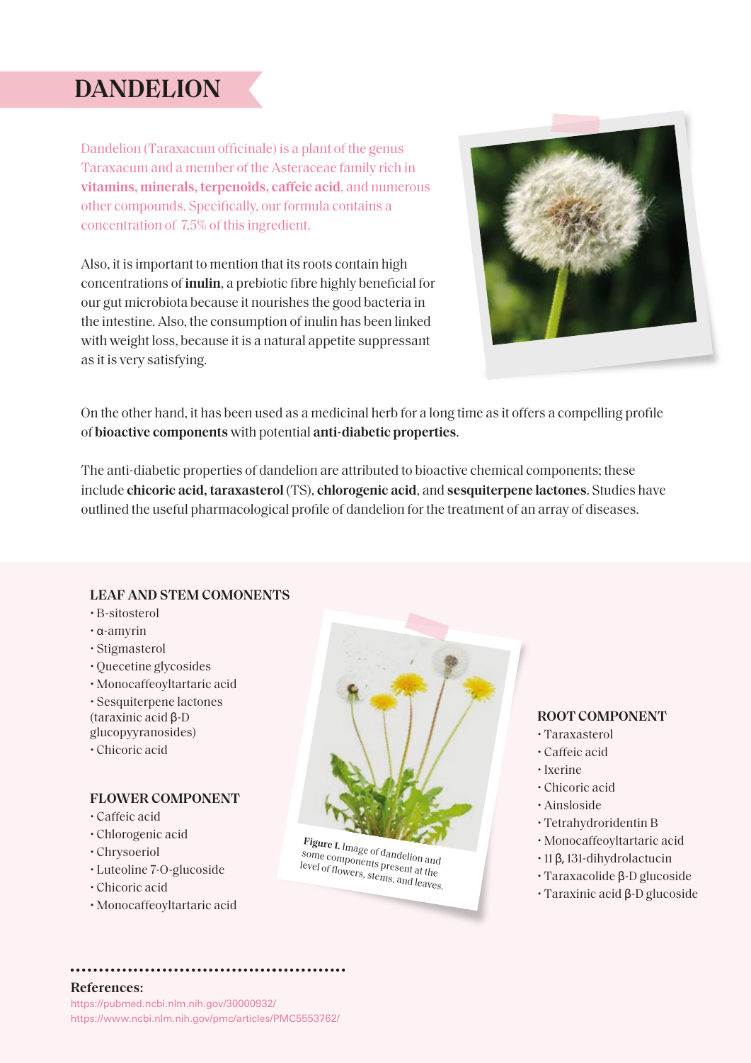# DANDELION

Dandelion (Taraxacum officinale) is a plant of the genus Taraxacum and a member of the Asteraceae family rich in **vitamins, minerals, terpenoids, caffeic acid**, and numerous other compounds. Specifically, our formula contains a concentration of 7,5% of this ingredient.

Also, it is important to mention that its roots contain high concentrations of **inulin**, a prebiotic fibre highly beneficial for our gut microbiota because it nourishes the good bacteria in the intestine. Also, the consumption of inulin has been linked with weight loss, because it is a natural appetite suppressant as it is very satisfying.

On the other hand, it has been used as a medicinal herb for a long time as it offers a compelling profile of **bioactive components** with potential **anti-diabetic properties**.

The anti-diabetic properties of dandelion are attributed to bioactive chemical components; these include **chicoric acid, taraxasterol** (TS), **chlorogenic acid**, and **sesquiterpene lactones**. Studies have outlined the useful pharmacological profile of dandelion for the treatment of an array of diseases.

### LEAF AND STEM COMONENTS

- B-sitosterol
- α-amyrin
- Stigmasterol
- Quecetine glycosides
- Monocaffeoyltartaric acid
- Sesquiterpene lactones (taraxinic acid β-D glucopyyranosides)
- Chicoric acid

### FLOWER COMPONENT

- Caffeic acid
- Chlorogenic acid
- Chrysoeriol
- Luteoline 7-O-glucoside
- Chicoric acid
- Monocaffeoyltartaric acid

**Figure 1.** Image of dandelion and some components present at the level of flowers, stems, and leaves.

### ROOT COMPONENT

- Taraxasterol
- Caffeic acid
- Ixerine
- Chicoric acid
- Ainsloside
- Tetrahydroridentin B
- Monocaffeoyltartaric acid
- 11 β, 131-dihydrolactucin
- Taraxacolide β-D glucoside
- Taraxinic acid β-D glucoside

**References:**

https://pubmed.ncbi.nlm.nih.gov/30000932/
https://www.ncbi.nlm.nih.gov/pmc/articles/PMC5553762/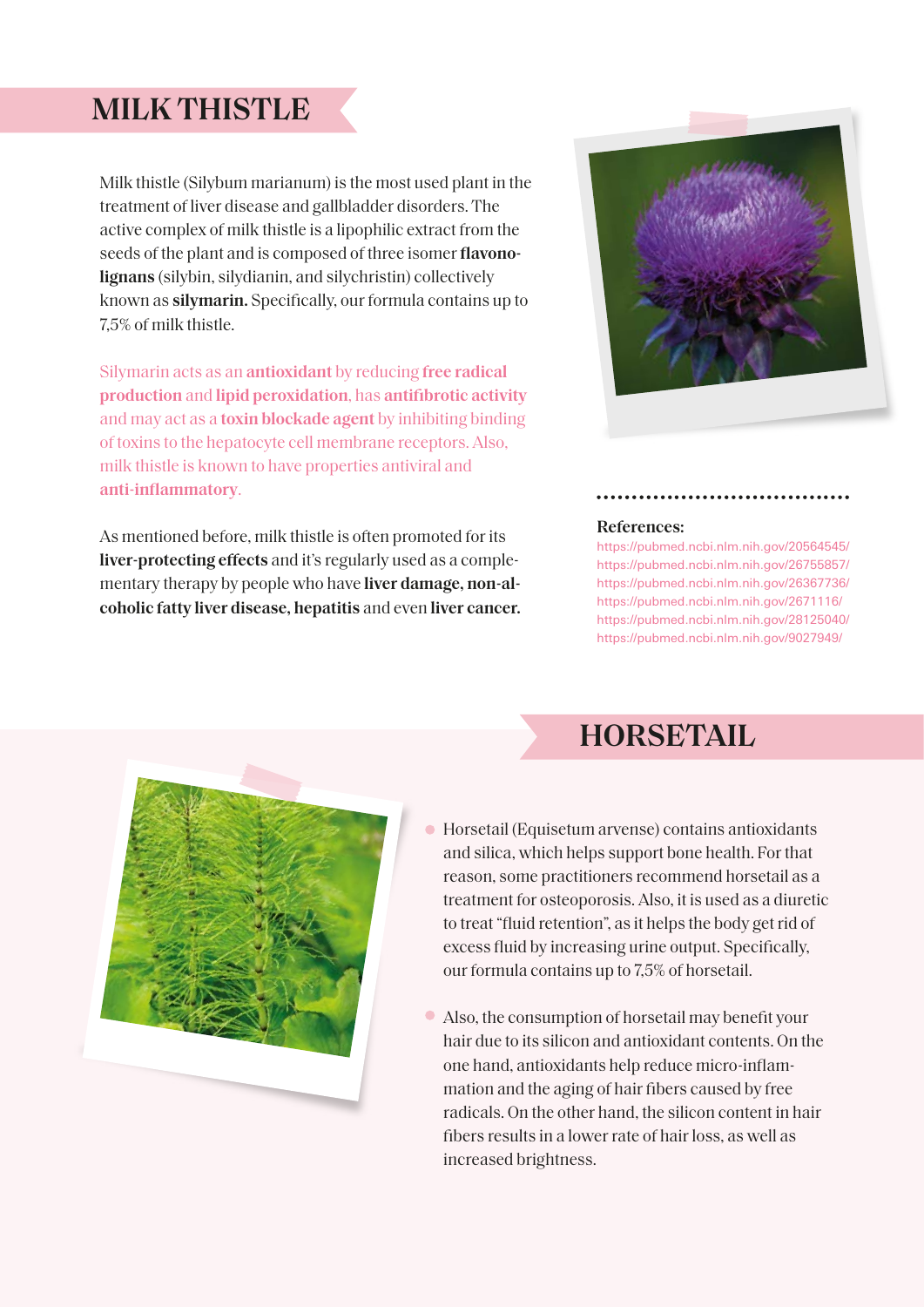## MILK THISTLE

Milk thistle (Silybum marianum) is the most used plant in the treatment of liver disease and gallbladder disorders. The active complex of milk thistle is a lipophilic extract from the seeds of the plant and is composed of three isomer **flavonolignans** (silybin, silydianin, and silychristin) collectively known as **silymarin.** Specifically, our formula contains up to 7,5% of milk thistle.

Silymarin acts as an **antioxidant** by reducing **free radical production** and **lipid peroxidation**, has **antifibrotic activity** and may act as a **toxin blockade agent** by inhibiting binding of toxins to the hepatocyte cell membrane receptors. Also, milk thistle is known to have properties antiviral and **anti-inflammatory**.

As mentioned before, milk thistle is often promoted for its **liver-protecting effects** and it's regularly used as a complementary therapy by people who have **liver damage, non-alcoholic fatty liver disease, hepatitis** and even **liver cancer.**

**References:**
https://pubmed.ncbi.nlm.nih.gov/20564545/
https://pubmed.ncbi.nlm.nih.gov/26755857/
https://pubmed.ncbi.nlm.nih.gov/26367736/
https://pubmed.ncbi.nlm.nih.gov/2671116/
https://pubmed.ncbi.nlm.nih.gov/28125040/
https://pubmed.ncbi.nlm.nih.gov/9027949/

## HORSETAIL

- Horsetail (Equisetum arvense) contains antioxidants and silica, which helps support bone health. For that reason, some practitioners recommend horsetail as a treatment for osteoporosis. Also, it is used as a diuretic to treat "fluid retention", as it helps the body get rid of excess fluid by increasing urine output. Specifically, our formula contains up to 7,5% of horsetail.
- Also, the consumption of horsetail may benefit your hair due to its silicon and antioxidant contents. On the one hand, antioxidants help reduce micro-inflammation and the aging of hair fibers caused by free radicals. On the other hand, the silicon content in hair fibers results in a lower rate of hair loss, as well as increased brightness.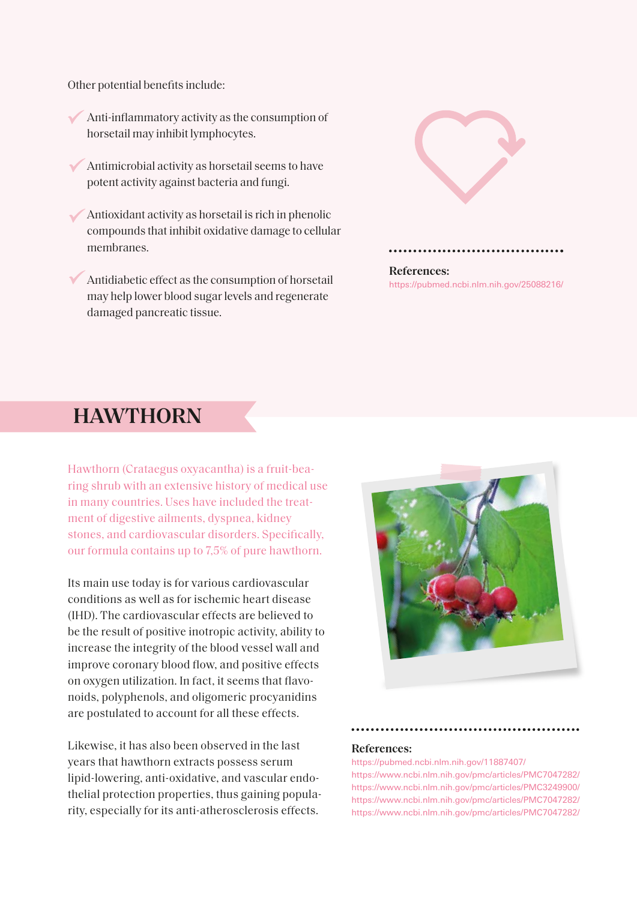Other potential benefits include:

- Anti-inflammatory activity as the consumption of horsetail may inhibit lymphocytes.
- Antimicrobial activity as horsetail seems to have potent activity against bacteria and fungi.
- Antioxidant activity as horsetail is rich in phenolic compounds that inhibit oxidative damage to cellular membranes.
- Antidiabetic effect as the consumption of horsetail may help lower blood sugar levels and regenerate damaged pancreatic tissue.

**References:**
https://pubmed.ncbi.nlm.nih.gov/25088216/

## HAWTHORN

Hawthorn (Crataegus oxyacantha) is a fruit-bearing shrub with an extensive history of medical use in many countries. Uses have included the treatment of digestive ailments, dyspnea, kidney stones, and cardiovascular disorders. Specifically, our formula contains up to 7,5% of pure hawthorn.

Its main use today is for various cardiovascular conditions as well as for ischemic heart disease (IHD). The cardiovascular effects are believed to be the result of positive inotropic activity, ability to increase the integrity of the blood vessel wall and improve coronary blood flow, and positive effects on oxygen utilization. In fact, it seems that flavonoids, polyphenols, and oligomeric procyanidins are postulated to account for all these effects.

Likewise, it has also been observed in the last years that hawthorn extracts possess serum lipid-lowering, anti-oxidative, and vascular endothelial protection properties, thus gaining popularity, especially for its anti-atherosclerosis effects.

**References:**
https://pubmed.ncbi.nlm.nih.gov/11887407/
https://www.ncbi.nlm.nih.gov/pmc/articles/PMC7047282/
https://www.ncbi.nlm.nih.gov/pmc/articles/PMC3249900/
https://www.ncbi.nlm.nih.gov/pmc/articles/PMC7047282/
https://www.ncbi.nlm.nih.gov/pmc/articles/PMC7047282/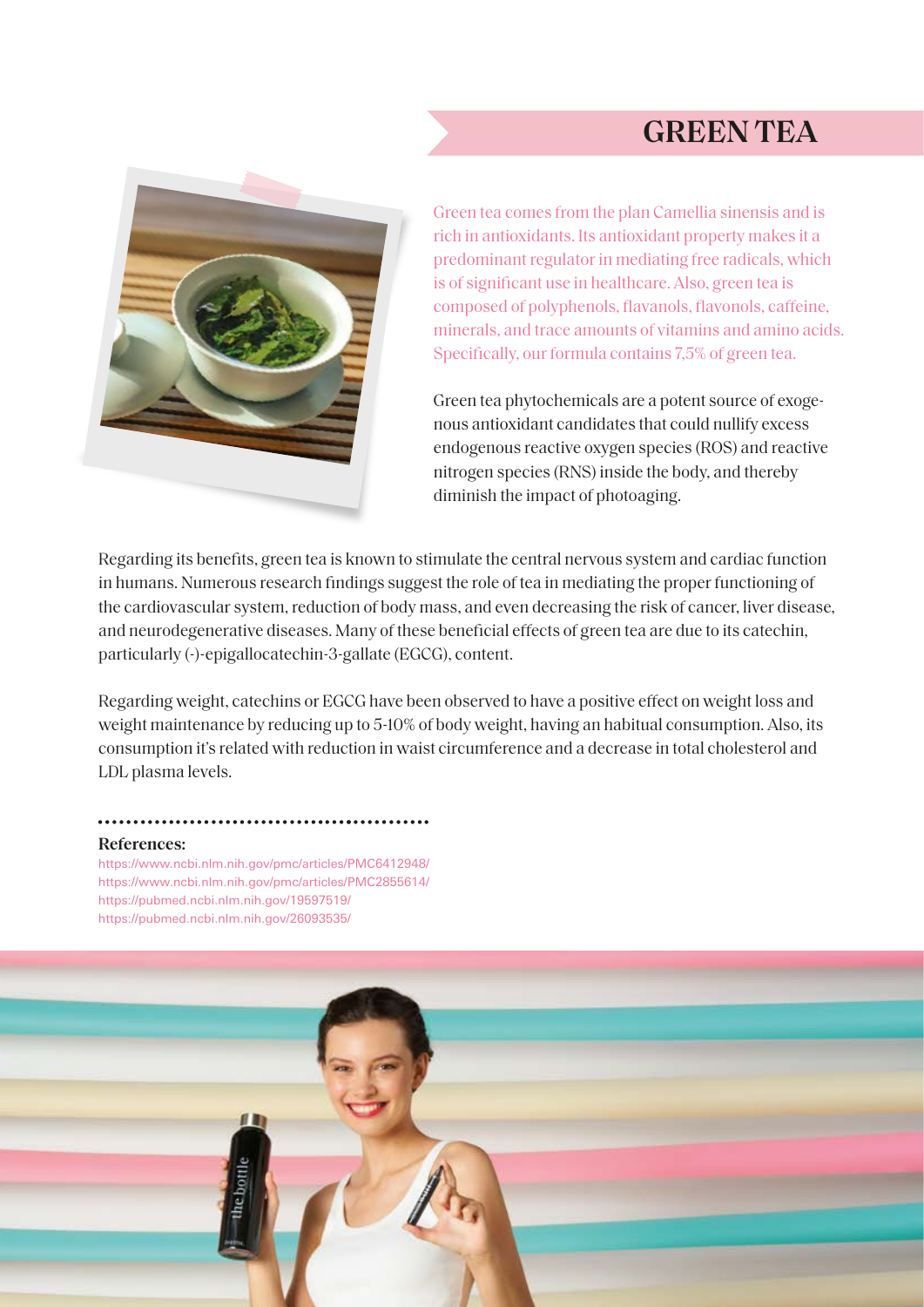# GREEN TEA

Green tea comes from the plan Camellia sinensis and is rich in antioxidants. Its antioxidant property makes it a predominant regulator in mediating free radicals, which is of significant use in healthcare. Also, green tea is composed of polyphenols, flavanols, flavonols, caffeine, minerals, and trace amounts of vitamins and amino acids. Specifically, our formula contains 7,5% of green tea.

Green tea phytochemicals are a potent source of exogenous antioxidant candidates that could nullify excess endogenous reactive oxygen species (ROS) and reactive nitrogen species (RNS) inside the body, and thereby diminish the impact of photoaging.

Regarding its benefits, green tea is known to stimulate the central nervous system and cardiac function in humans. Numerous research findings suggest the role of tea in mediating the proper functioning of the cardiovascular system, reduction of body mass, and even decreasing the risk of cancer, liver disease, and neurodegenerative diseases. Many of these beneficial effects of green tea are due to its catechin, particularly (-)-epigallocatechin-3-gallate (EGCG), content.

Regarding weight, catechins or EGCG have been observed to have a positive effect on weight loss and weight maintenance by reducing up to 5-10% of body weight, having an habitual consumption. Also, its consumption it's related with reduction in waist circumference and a decrease in total cholesterol and LDL plasma levels.

**References:**

https://www.ncbi.nlm.nih.gov/pmc/articles/PMC6412948/
https://www.ncbi.nlm.nih.gov/pmc/articles/PMC2855614/
https://pubmed.ncbi.nlm.nih.gov/19597519/
https://pubmed.ncbi.nlm.nih.gov/26093535/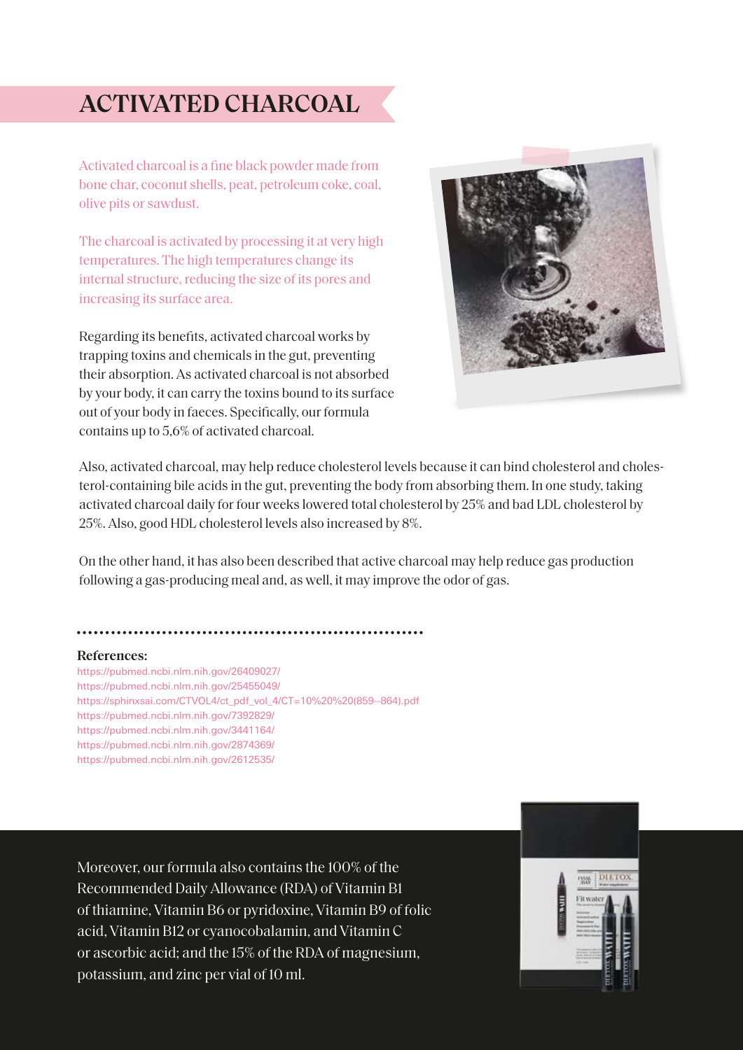# ACTIVATED CHARCOAL

Activated charcoal is a fine black powder made from bone char, coconut shells, peat, petroleum coke, coal, olive pits or sawdust.

The charcoal is activated by processing it at very high temperatures. The high temperatures change its internal structure, reducing the size of its pores and increasing its surface area.

Regarding its benefits, activated charcoal works by trapping toxins and chemicals in the gut, preventing their absorption. As activated charcoal is not absorbed by your body, it can carry the toxins bound to its surface out of your body in faeces. Specifically, our formula contains up to 5,6% of activated charcoal.

Also, activated charcoal, may help reduce cholesterol levels because it can bind cholesterol and cholesterol-containing bile acids in the gut, preventing the body from absorbing them. In one study, taking activated charcoal daily for four weeks lowered total cholesterol by 25% and bad LDL cholesterol by 25%. Also, good HDL cholesterol levels also increased by 8%.

On the other hand, it has also been described that active charcoal may help reduce gas production following a gas-producing meal and, as well, it may improve the odor of gas.

**References:**

https://pubmed.ncbi.nlm.nih.gov/26409027/
https://pubmed.ncbi.nlm.nih.gov/25455049/
https://sphinxsai.com/CTVOL4/ct_pdf_vol_4/CT=10%20%20(859--864).pdf
https://pubmed.ncbi.nlm.nih.gov/7392829/
https://pubmed.ncbi.nlm.nih.gov/3441164/
https://pubmed.ncbi.nlm.nih.gov/2874369/
https://pubmed.ncbi.nlm.nih.gov/2612535/

Moreover, our formula also contains the 100% of the Recommended Daily Allowance (RDA) of Vitamin B1 of thiamine, Vitamin B6 or pyridoxine, Vitamin B9 of folic acid, Vitamin B12 or cyanocobalamin, and Vitamin C or ascorbic acid; and the 15% of the RDA of magnesium, potassium, and zinc per vial of 10 ml.